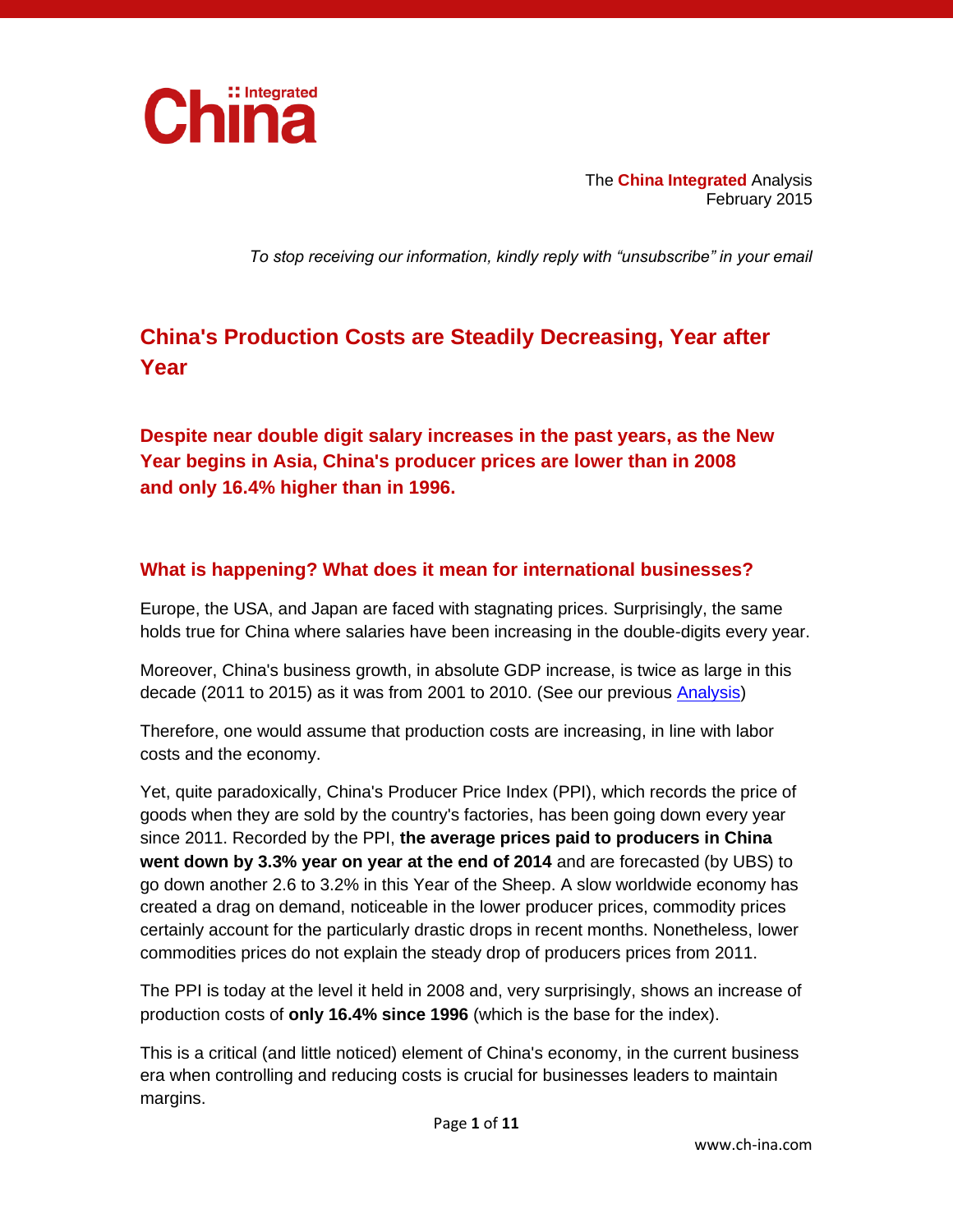China Integrated

The **China Integrated** Analysis
February 2015

*To stop receiving our information, kindly reply with "unsubscribe" in your email*

# China's Production Costs are Steadily Decreasing, Year after Year

## Despite near double digit salary increases in the past years, as the New Year begins in Asia, China's producer prices are lower than in 2008 and only 16.4% higher than in 1996.

### What is happening? What does it mean for international businesses?

Europe, the USA, and Japan are faced with stagnating prices. Surprisingly, the same holds true for China where salaries have been increasing in the double-digits every year.

Moreover, China's business growth, in absolute GDP increase, is twice as large in this decade (2011 to 2015) as it was from 2001 to 2010. (See our previous Analysis)

Therefore, one would assume that production costs are increasing, in line with labor costs and the economy.

Yet, quite paradoxically, China's Producer Price Index (PPI), which records the price of goods when they are sold by the country's factories, has been going down every year since 2011. Recorded by the PPI, **the average prices paid to producers in China went down by 3.3% year on year at the end of 2014** and are forecasted (by UBS) to go down another 2.6 to 3.2% in this Year of the Sheep. A slow worldwide economy has created a drag on demand, noticeable in the lower producer prices, commodity prices certainly account for the particularly drastic drops in recent months. Nonetheless, lower commodities prices do not explain the steady drop of producers prices from 2011.

The PPI is today at the level it held in 2008 and, very surprisingly, shows an increase of production costs of **only 16.4% since 1996** (which is the base for the index).

This is a critical (and little noticed) element of China's economy, in the current business era when controlling and reducing costs is crucial for businesses leaders to maintain margins.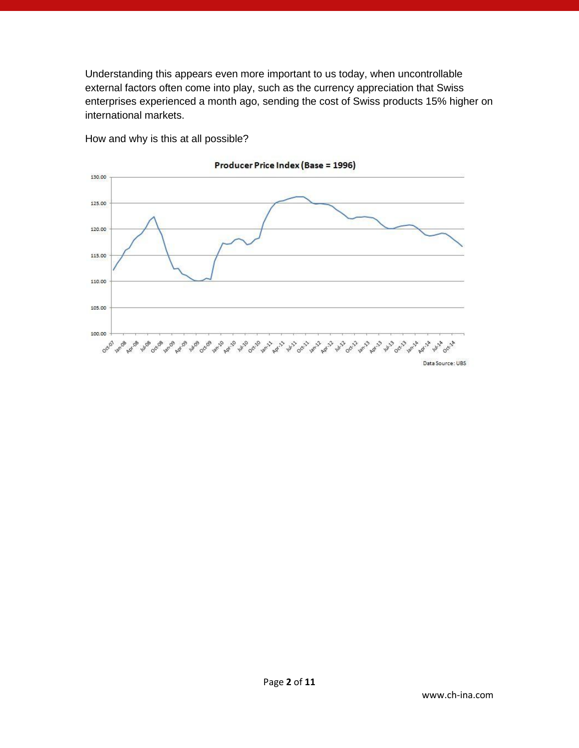Understanding this appears even more important to us today, when uncontrollable external factors often come into play, such as the currency appreciation that Swiss enterprises experienced a month ago, sending the cost of Swiss products 15% higher on international markets.

How and why is this at all possible?

**Producer Price Index (Base = 1996)**

Data Source: UBS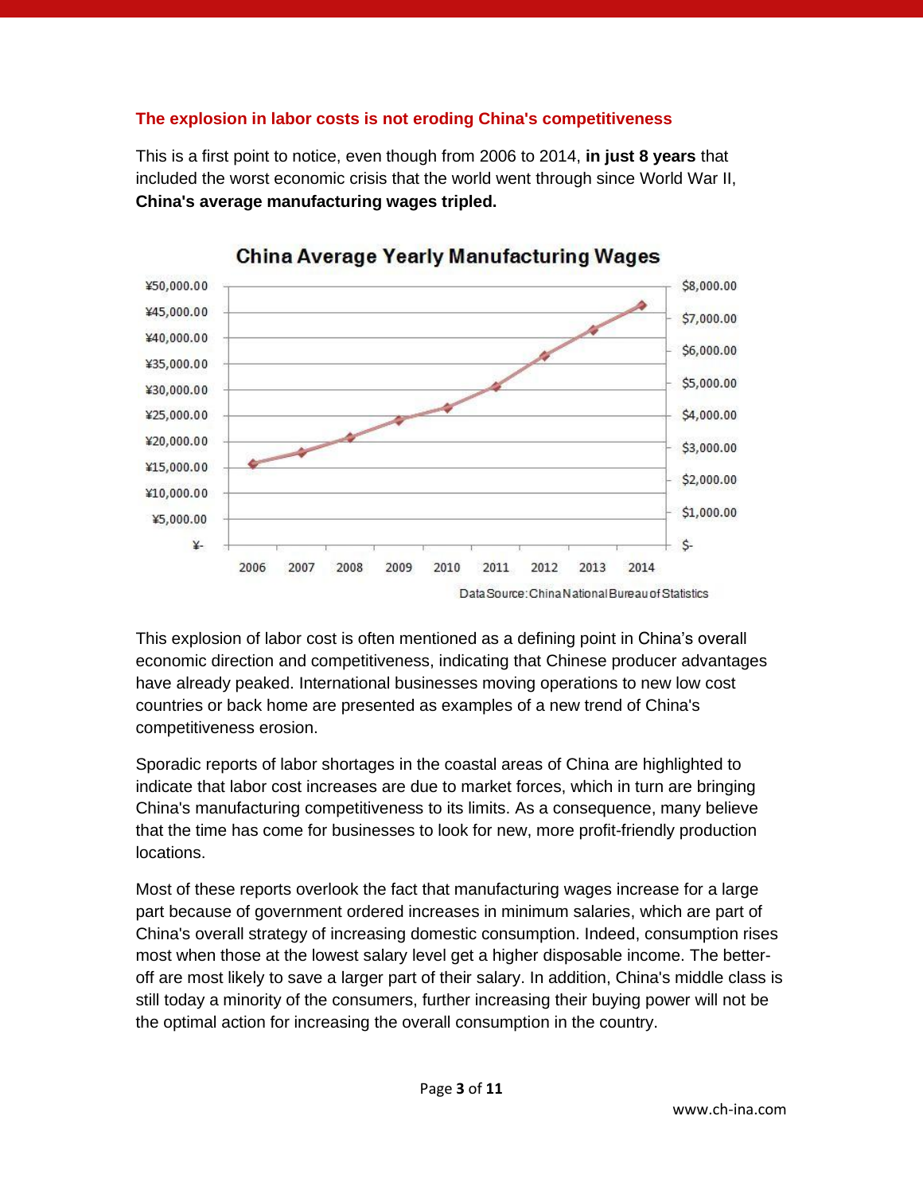## The explosion in labor costs is not eroding China's competitiveness

This is a first point to notice, even though from 2006 to 2014, **in just 8 years** that included the worst economic crisis that the world went through since World War II, **China's average manufacturing wages tripled.**

**China Average Yearly Manufacturing Wages**

Data Source: China National Bureau of Statistics

This explosion of labor cost is often mentioned as a defining point in China's overall economic direction and competitiveness, indicating that Chinese producer advantages have already peaked. International businesses moving operations to new low cost countries or back home are presented as examples of a new trend of China's competitiveness erosion.

Sporadic reports of labor shortages in the coastal areas of China are highlighted to indicate that labor cost increases are due to market forces, which in turn are bringing China's manufacturing competitiveness to its limits. As a consequence, many believe that the time has come for businesses to look for new, more profit-friendly production locations.

Most of these reports overlook the fact that manufacturing wages increase for a large part because of government ordered increases in minimum salaries, which are part of China's overall strategy of increasing domestic consumption. Indeed, consumption rises most when those at the lowest salary level get a higher disposable income. The better-off are most likely to save a larger part of their salary. In addition, China's middle class is still today a minority of the consumers, further increasing their buying power will not be the optimal action for increasing the overall consumption in the country.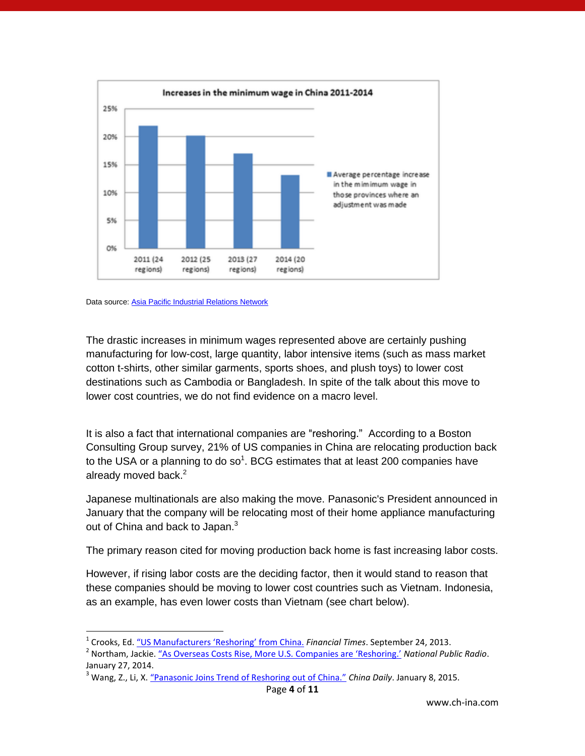Data source: Asia Pacific Industrial Relations Network

The drastic increases in minimum wages represented above are certainly pushing manufacturing for low-cost, large quantity, labor intensive items (such as mass market cotton t-shirts, other similar garments, sports shoes, and plush toys) to lower cost destinations such as Cambodia or Bangladesh. In spite of the talk about this move to lower cost countries, we do not find evidence on a macro level.

It is also a fact that international companies are "reshoring." According to a Boston Consulting Group survey, 21% of US companies in China are relocating production back to the USA or a planning to do so[1]. BCG estimates that at least 200 companies have already moved back.[2]

Japanese multinationals are also making the move. Panasonic's President announced in January that the company will be relocating most of their home appliance manufacturing out of China and back to Japan.[3]

The primary reason cited for moving production back home is fast increasing labor costs.

However, if rising labor costs are the deciding factor, then it would stand to reason that these companies should be moving to lower cost countries such as Vietnam. Indonesia, as an example, has even lower costs than Vietnam (see chart below).

---

[1] Crooks, Ed. "US Manufacturers 'Reshoring' from China." *Financial Times*. September 24, 2013.

[2] Northam, Jackie. "As Overseas Costs Rise, More U.S. Companies are 'Reshoring.'" *National Public Radio*. January 27, 2014.

[3] Wang, Z., Li, X. "Panasonic Joins Trend of Reshoring out of China." *China Daily*. January 8, 2015.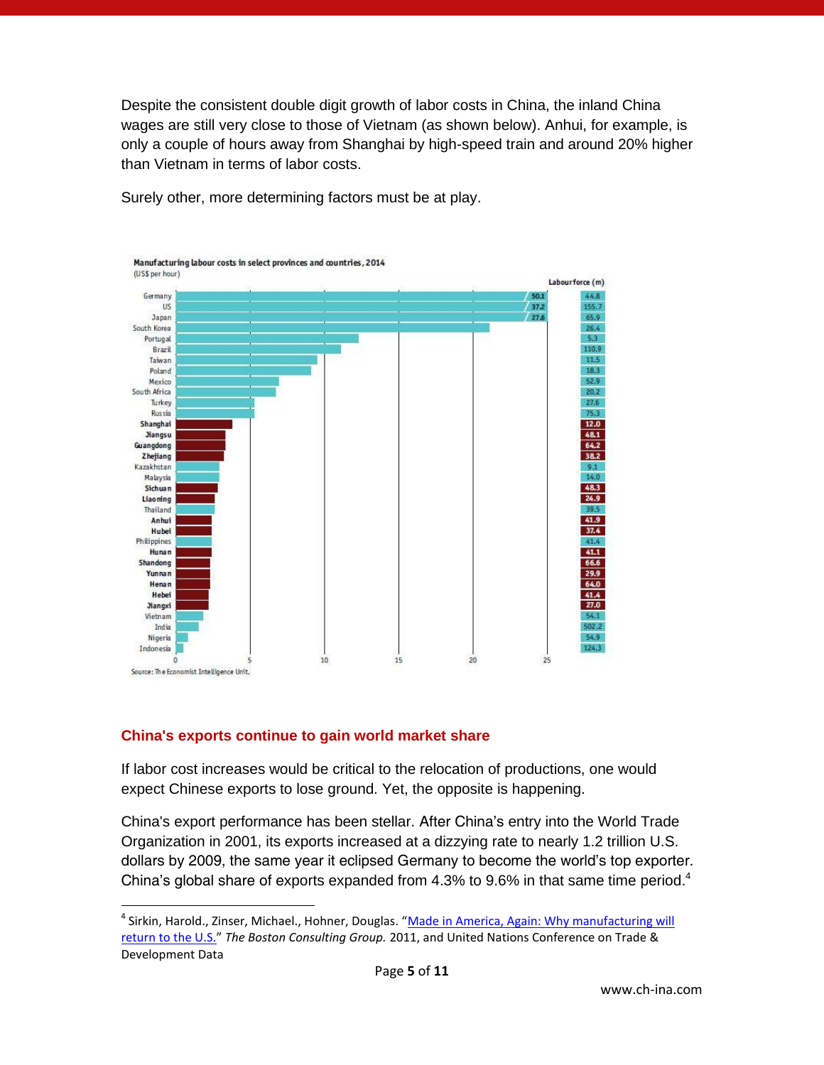Despite the consistent double digit growth of labor costs in China, the inland China wages are still very close to those of Vietnam (as shown below). Anhui, for example, is only a couple of hours away from Shanghai by high-speed train and around 20% higher than Vietnam in terms of labor costs.

Surely other, more determining factors must be at play.

**Manufacturing labour costs in select provinces and countries, 2014**
(US$ per hour)

| Country/Province | Labour cost (US$ per hour) | Labour force (m) |
|---|---|---|
| Germany | 50.1 | 44.8 |
| US | 37.2 | 155.7 |
| Japan | 27.6 | 65.9 |
| South Korea | | 26.4 |
| Portugal | | 5.3 |
| Brazil | | 110.9 |
| Taiwan | | 11.5 |
| Poland | | 18.3 |
| Mexico | | 52.9 |
| South Africa | | 20.2 |
| Turkey | | 27.6 |
| Russia | | 75.3 |
| **Shanghai** | | 12.0 |
| **Jiangsu** | | 48.1 |
| **Guangdong** | | 64.2 |
| **Zhejiang** | | 38.2 |
| Kazakhstan | | 9.1 |
| Malaysia | | 14.0 |
| **Sichuan** | | 48.3 |
| **Liaoning** | | 24.9 |
| Thailand | | 39.5 |
| **Anhui** | | 41.9 |
| **Hubei** | | 37.4 |
| Philippines | | 41.4 |
| **Hunan** | | 41.1 |
| **Shandong** | | 66.6 |
| **Yunnan** | | 29.9 |
| **Henan** | | 64.0 |
| **Hebei** | | 41.4 |
| **Jiangxi** | | 27.0 |
| Vietnam | | 54.1 |
| India | | 502.2 |
| Nigeria | | 54.9 |
| Indonesia | | 124.3 |

Source: The Economist Intelligence Unit.

## China's exports continue to gain world market share

If labor cost increases would be critical to the relocation of productions, one would expect Chinese exports to lose ground. Yet, the opposite is happening.

China's export performance has been stellar. After China's entry into the World Trade Organization in 2001, its exports increased at a dizzying rate to nearly 1.2 trillion U.S. dollars by 2009, the same year it eclipsed Germany to become the world's top exporter. China's global share of exports expanded from 4.3% to 9.6% in that same time period.[4]

---

[4] Sirkin, Harold., Zinser, Michael., Hohner, Douglas. "Made in America, Again: Why manufacturing will return to the U.S." *The Boston Consulting Group.* 2011, and United Nations Conference on Trade & Development Data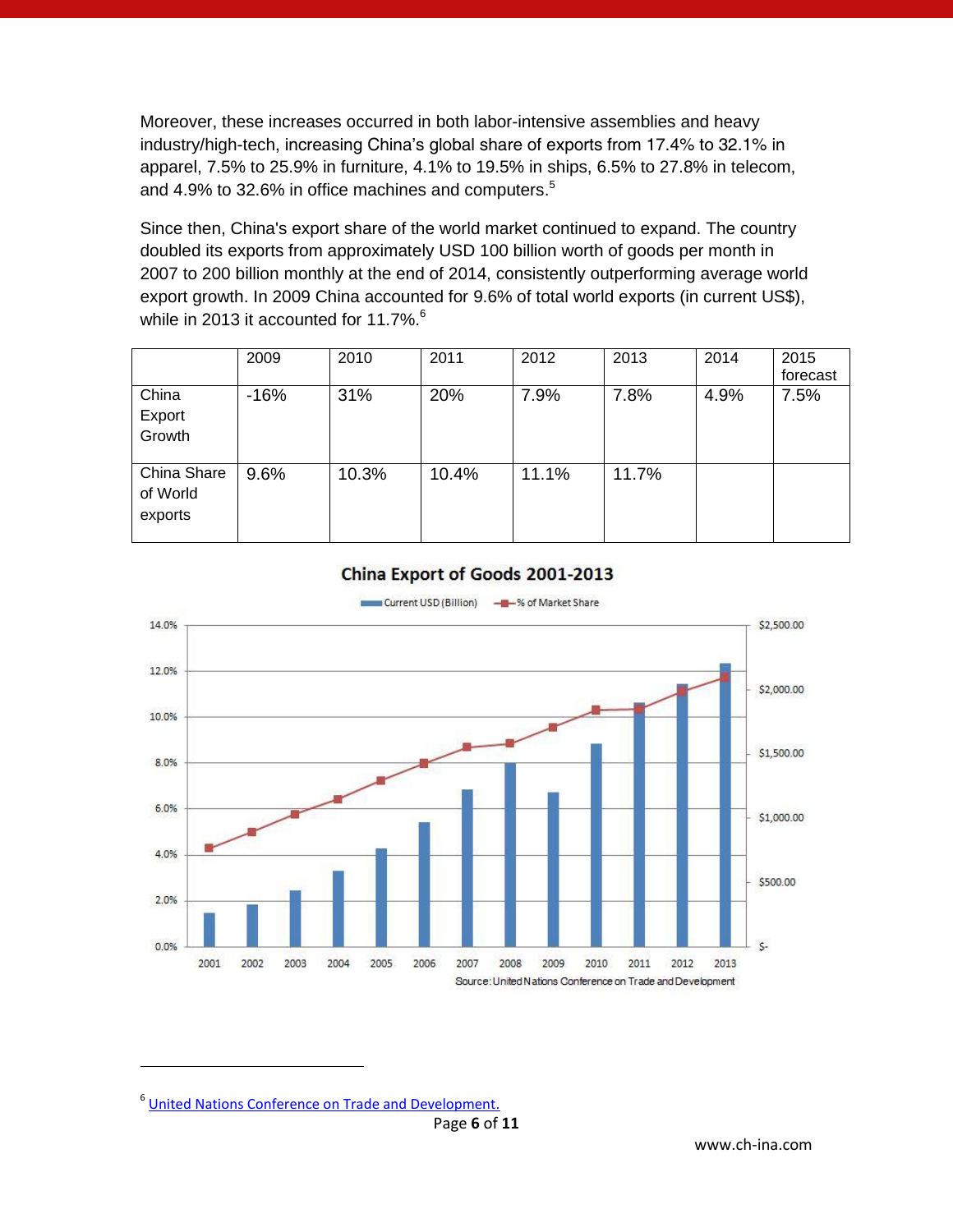Moreover, these increases occurred in both labor-intensive assemblies and heavy industry/high-tech, increasing China's global share of exports from 17.4% to 32.1% in apparel, 7.5% to 25.9% in furniture, 4.1% to 19.5% in ships, 6.5% to 27.8% in telecom, and 4.9% to 32.6% in office machines and computers.[5]

Since then, China's export share of the world market continued to expand. The country doubled its exports from approximately USD 100 billion worth of goods per month in 2007 to 200 billion monthly at the end of 2014, consistently outperforming average world export growth. In 2009 China accounted for 9.6% of total world exports (in current US$), while in 2013 it accounted for 11.7%.[6]

| | 2009 | 2010 | 2011 | 2012 | 2013 | 2014 | 2015 forecast |
|---|---|---|---|---|---|---|---|
| China Export Growth | -16% | 31% | 20% | 7.9% | 7.8% | 4.9% | 7.5% |
| China Share of World exports | 9.6% | 10.3% | 10.4% | 11.1% | 11.7% | | |

China Export of Goods 2001-2013

Source: United Nations Conference on Trade and Development

[6] United Nations Conference on Trade and Development.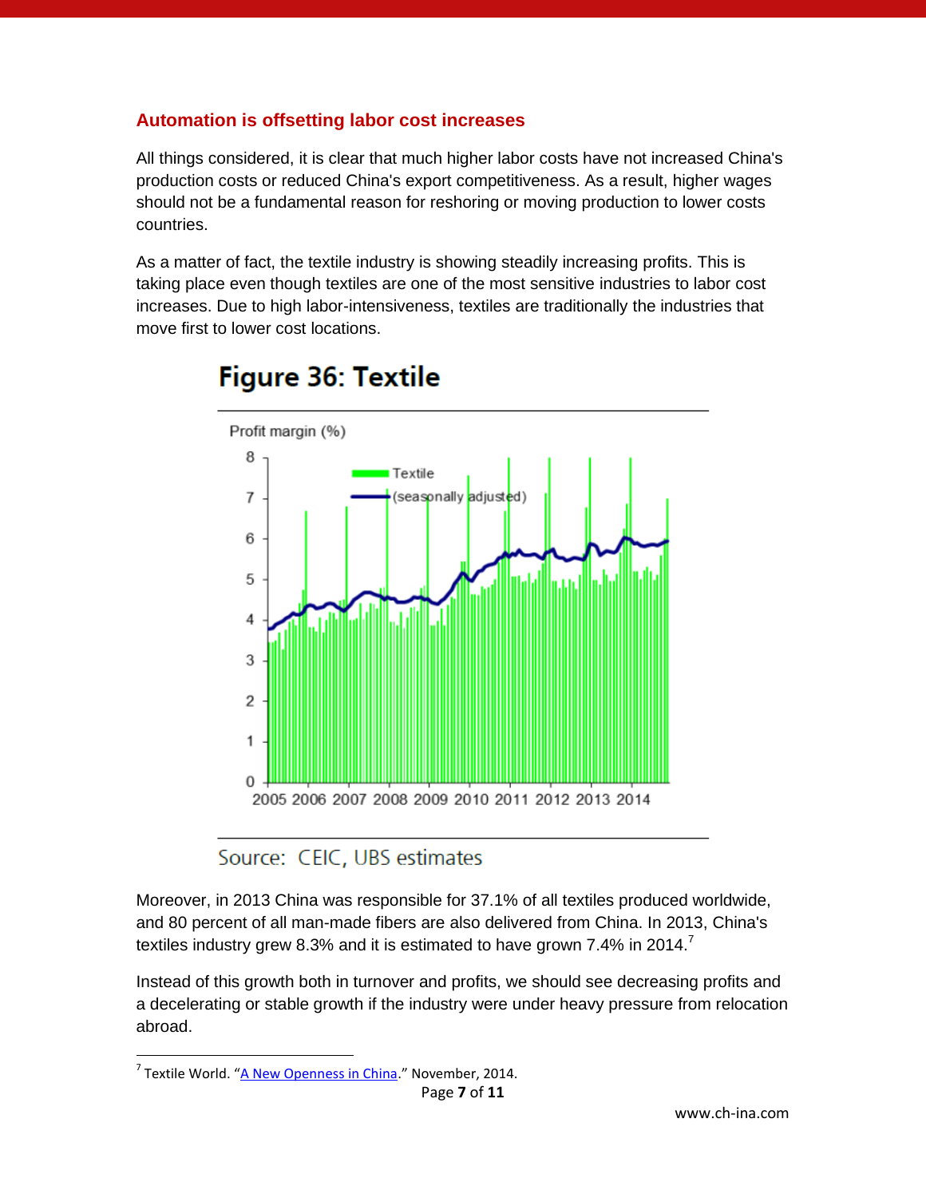## Automation is offsetting labor cost increases

All things considered, it is clear that much higher labor costs have not increased China's production costs or reduced China's export competitiveness. As a result, higher wages should not be a fundamental reason for reshoring or moving production to lower costs countries.

As a matter of fact, the textile industry is showing steadily increasing profits. This is taking place even though textiles are one of the most sensitive industries to labor cost increases. Due to high labor-intensiveness, textiles are traditionally the industries that move first to lower cost locations.

**Figure 36: Textile**

Source: CEIC, UBS estimates

Moreover, in 2013 China was responsible for 37.1% of all textiles produced worldwide, and 80 percent of all man-made fibers are also delivered from China. In 2013, China's textiles industry grew 8.3% and it is estimated to have grown 7.4% in 2014.[7]

Instead of this growth both in turnover and profits, we should see decreasing profits and a decelerating or stable growth if the industry were under heavy pressure from relocation abroad.

[7] Textile World. "A New Openness in China." November, 2014.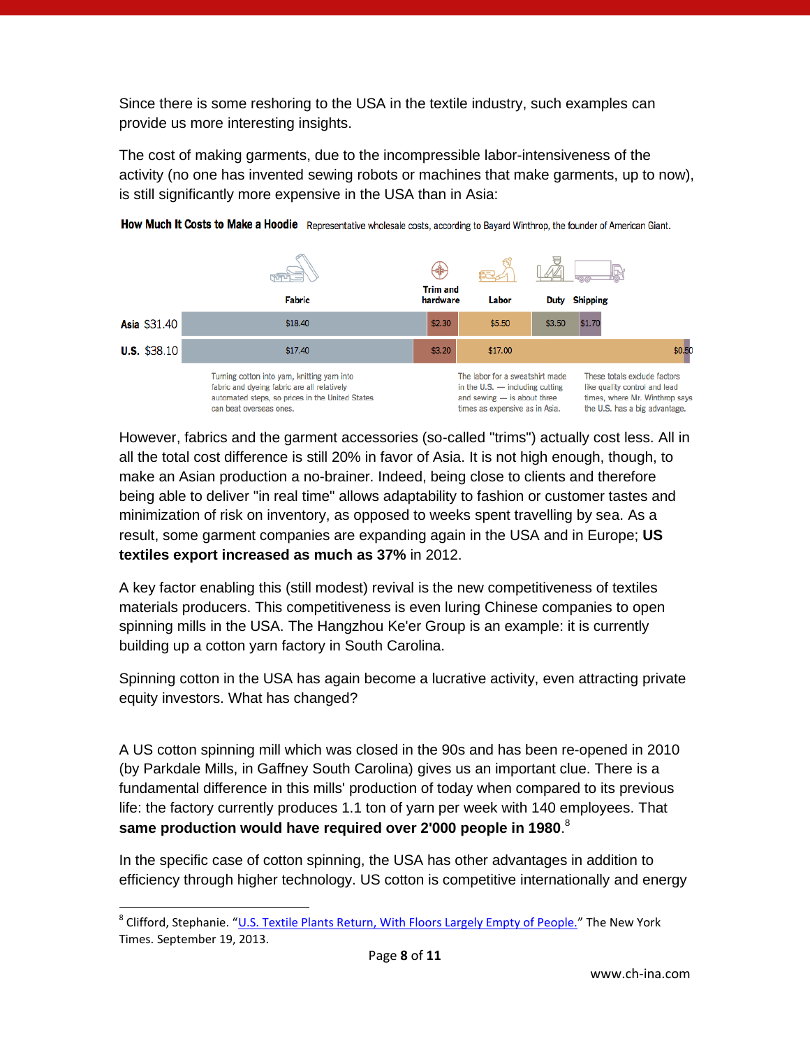Since there is some reshoring to the USA in the textile industry, such examples can provide us more interesting insights.

The cost of making garments, due to the incompressible labor-intensiveness of the activity (no one has invented sewing robots or machines that make garments, up to now), is still significantly more expensive in the USA than in Asia:

**How Much It Costs to Make a Hoodie** Representative wholesale costs, according to Bayard Winthrop, the founder of American Giant.

| | Fabric | Trim and hardware | Labor | Duty | Shipping |
|---|---|---|---|---|---|
| **Asia** $31.40 | $18.40 | $2.30 | $5.50 | $3.50 | $1.70 |
| **U.S.** $38.10 | $17.40 | $3.20 | $17.00 | | $0.50 |

Turning cotton into yarn, knitting yarn into fabric and dyeing fabric are all relatively automated steps, so prices in the United States can beat overseas ones.

The labor for a sweatshirt made in the U.S. — including cutting and sewing — is about three times as expensive as in Asia.

These totals exclude factors like quality control and lead times, where Mr. Winthrop says the U.S. has a big advantage.

However, fabrics and the garment accessories (so-called "trims") actually cost less. All in all the total cost difference is still 20% in favor of Asia. It is not high enough, though, to make an Asian production a no-brainer. Indeed, being close to clients and therefore being able to deliver "in real time" allows adaptability to fashion or customer tastes and minimization of risk on inventory, as opposed to weeks spent travelling by sea. As a result, some garment companies are expanding again in the USA and in Europe; **US textiles export increased as much as 37%** in 2012.

A key factor enabling this (still modest) revival is the new competitiveness of textiles materials producers. This competitiveness is even luring Chinese companies to open spinning mills in the USA. The Hangzhou Ke'er Group is an example: it is currently building up a cotton yarn factory in South Carolina.

Spinning cotton in the USA has again become a lucrative activity, even attracting private equity investors. What has changed?

A US cotton spinning mill which was closed in the 90s and has been re-opened in 2010 (by Parkdale Mills, in Gaffney South Carolina) gives us an important clue. There is a fundamental difference in this mills' production of today when compared to its previous life: the factory currently produces 1.1 ton of yarn per week with 140 employees. That **same production would have required over 2'000 people in 1980**.[8]

In the specific case of cotton spinning, the USA has other advantages in addition to efficiency through higher technology. US cotton is competitive internationally and energy

---

[8] Clifford, Stephanie. "U.S. Textile Plants Return, With Floors Largely Empty of People." The New York Times. September 19, 2013.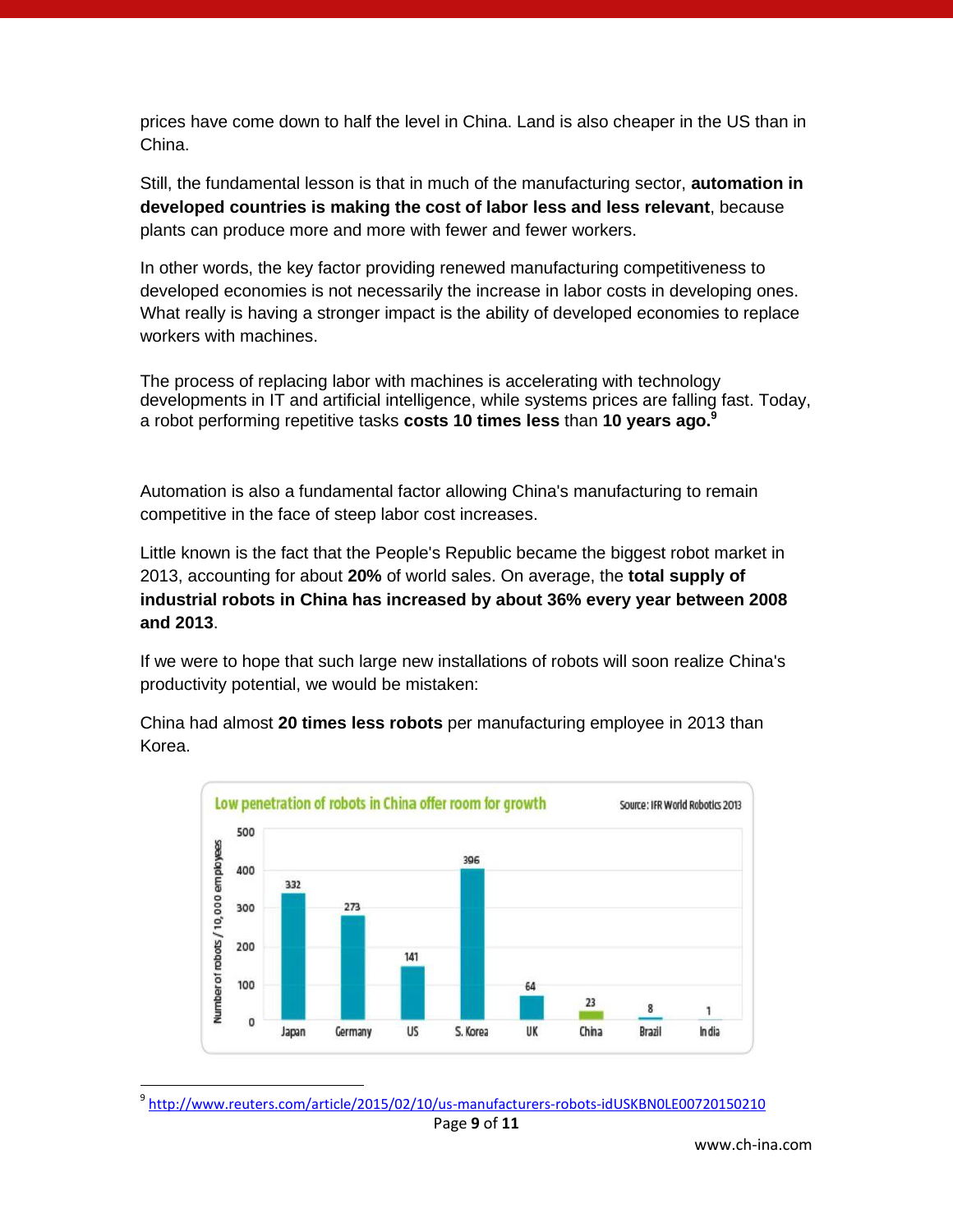prices have come down to half the level in China. Land is also cheaper in the US than in China.

Still, the fundamental lesson is that in much of the manufacturing sector, **automation in developed countries is making the cost of labor less and less relevant**, because plants can produce more and more with fewer and fewer workers.

In other words, the key factor providing renewed manufacturing competitiveness to developed economies is not necessarily the increase in labor costs in developing ones. What really is having a stronger impact is the ability of developed economies to replace workers with machines.

The process of replacing labor with machines is accelerating with technology developments in IT and artificial intelligence, while systems prices are falling fast. Today, a robot performing repetitive tasks **costs 10 times less** than **10 years ago.**[9]

Automation is also a fundamental factor allowing China's manufacturing to remain competitive in the face of steep labor cost increases.

Little known is the fact that the People's Republic became the biggest robot market in 2013, accounting for about **20%** of world sales. On average, the **total supply of industrial robots in China has increased by about 36% every year between 2008 and 2013**.

If we were to hope that such large new installations of robots will soon realize China's productivity potential, we would be mistaken:

China had almost **20 times less robots** per manufacturing employee in 2013 than Korea.

**Low penetration of robots in China offer room for growth**

Source: IFR World Robotics 2013

| Country | Number of robots / 10,000 employees |
| --- | --- |
| Japan | 332 |
| Germany | 273 |
| US | 141 |
| S. Korea | 396 |
| UK | 64 |
| China | 23 |
| Brazil | 8 |
| India | 1 |

---

[9] http://www.reuters.com/article/2015/02/10/us-manufacturers-robots-idUSKBN0LE00720150210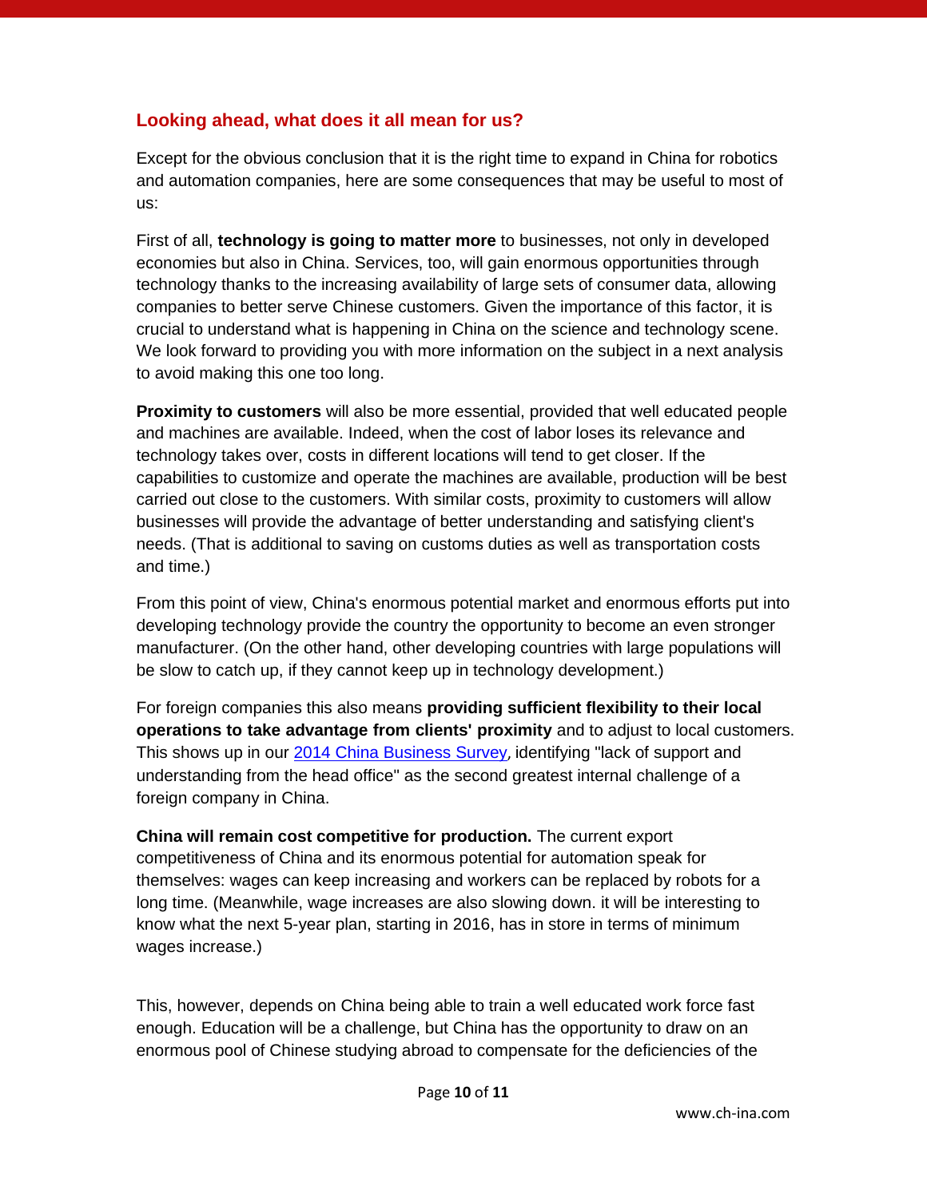## Looking ahead, what does it all mean for us?

Except for the obvious conclusion that it is the right time to expand in China for robotics and automation companies, here are some consequences that may be useful to most of us:

First of all, **technology is going to matter more** to businesses, not only in developed economies but also in China. Services, too, will gain enormous opportunities through technology thanks to the increasing availability of large sets of consumer data, allowing companies to better serve Chinese customers. Given the importance of this factor, it is crucial to understand what is happening in China on the science and technology scene. We look forward to providing you with more information on the subject in a next analysis to avoid making this one too long.

**Proximity to customers** will also be more essential, provided that well educated people and machines are available. Indeed, when the cost of labor loses its relevance and technology takes over, costs in different locations will tend to get closer. If the capabilities to customize and operate the machines are available, production will be best carried out close to the customers. With similar costs, proximity to customers will allow businesses will provide the advantage of better understanding and satisfying client's needs. (That is additional to saving on customs duties as well as transportation costs and time.)

From this point of view, China's enormous potential market and enormous efforts put into developing technology provide the country the opportunity to become an even stronger manufacturer. (On the other hand, other developing countries with large populations will be slow to catch up, if they cannot keep up in technology development.)

For foreign companies this also means **providing sufficient flexibility to their local operations to take advantage from clients' proximity** and to adjust to local customers. This shows up in our [2014 China Business Survey](), identifying "lack of support and understanding from the head office" as the second greatest internal challenge of a foreign company in China.

**China will remain cost competitive for production.** The current export competitiveness of China and its enormous potential for automation speak for themselves: wages can keep increasing and workers can be replaced by robots for a long time. (Meanwhile, wage increases are also slowing down. it will be interesting to know what the next 5-year plan, starting in 2016, has in store in terms of minimum wages increase.)

This, however, depends on China being able to train a well educated work force fast enough. Education will be a challenge, but China has the opportunity to draw on an enormous pool of Chinese studying abroad to compensate for the deficiencies of the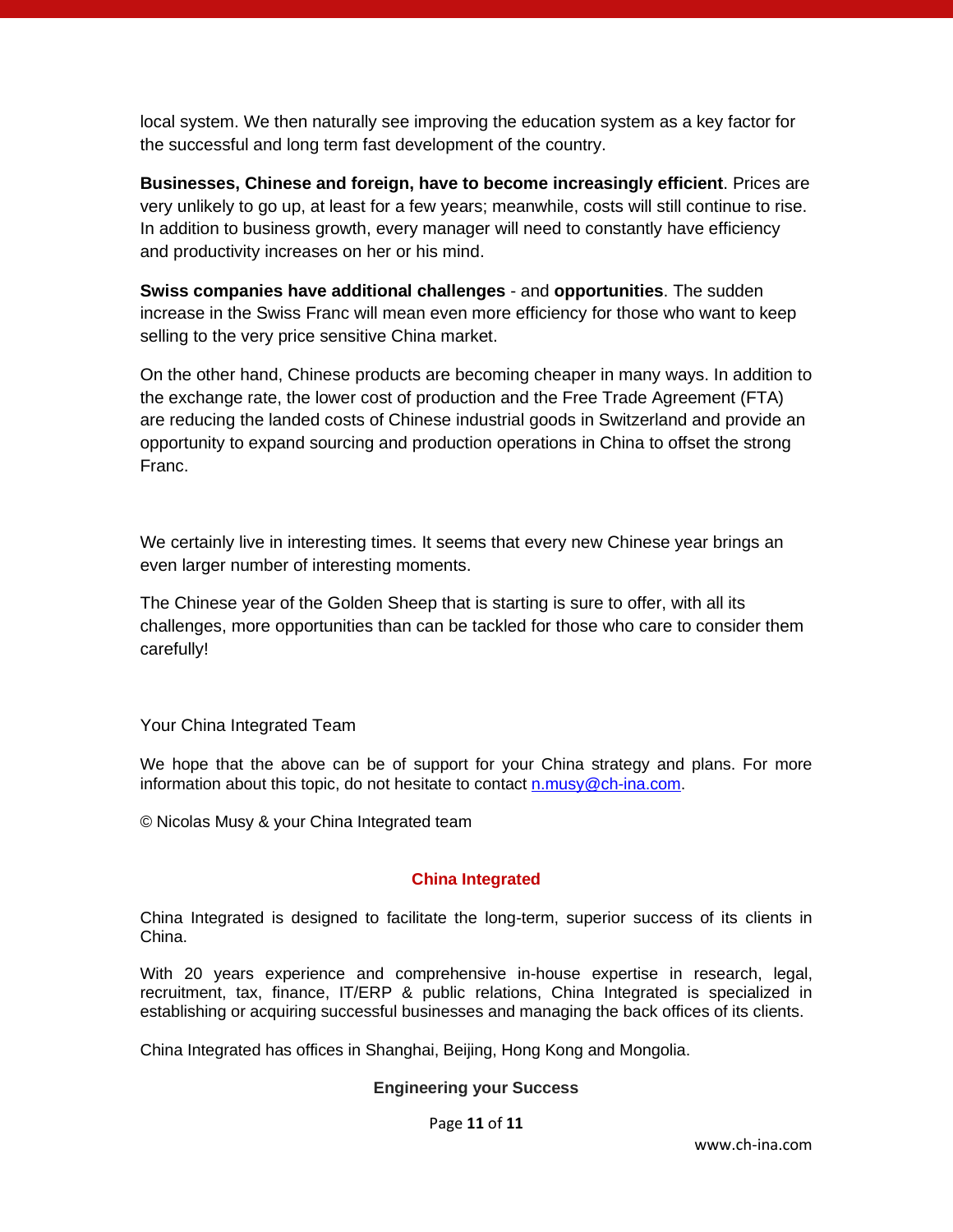local system. We then naturally see improving the education system as a key factor for the successful and long term fast development of the country.

**Businesses, Chinese and foreign, have to become increasingly efficient**. Prices are very unlikely to go up, at least for a few years; meanwhile, costs will still continue to rise. In addition to business growth, every manager will need to constantly have efficiency and productivity increases on her or his mind.

**Swiss companies have additional challenges** - and **opportunities**. The sudden increase in the Swiss Franc will mean even more efficiency for those who want to keep selling to the very price sensitive China market.

On the other hand, Chinese products are becoming cheaper in many ways. In addition to the exchange rate, the lower cost of production and the Free Trade Agreement (FTA) are reducing the landed costs of Chinese industrial goods in Switzerland and provide an opportunity to expand sourcing and production operations in China to offset the strong Franc.

We certainly live in interesting times. It seems that every new Chinese year brings an even larger number of interesting moments.

The Chinese year of the Golden Sheep that is starting is sure to offer, with all its challenges, more opportunities than can be tackled for those who care to consider them carefully!

Your China Integrated Team

We hope that the above can be of support for your China strategy and plans. For more information about this topic, do not hesitate to contact [n.musy@ch-ina.com](mailto:n.musy@ch-ina.com).

© Nicolas Musy & your China Integrated team

## China Integrated

China Integrated is designed to facilitate the long-term, superior success of its clients in China.

With 20 years experience and comprehensive in-house expertise in research, legal, recruitment, tax, finance, IT/ERP & public relations, China Integrated is specialized in establishing or acquiring successful businesses and managing the back offices of its clients.

China Integrated has offices in Shanghai, Beijing, Hong Kong and Mongolia.

**Engineering your Success**

www.ch-ina.com